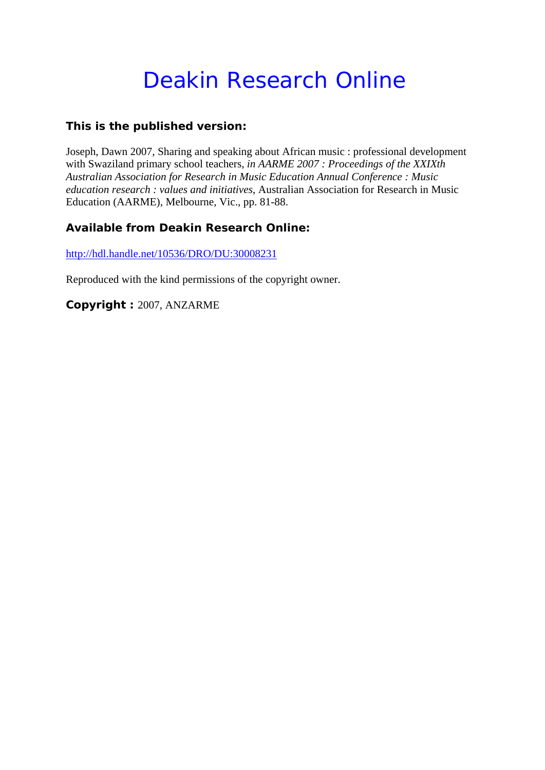# Deakin Research Online

### This is the published version:

Joseph, Dawn 2007, Sharing and speaking about African music : professional development with Swaziland primary school teachers*, in AARME 2007 : Proceedings of the XXIXth Australian Association for Research in Music Education Annual Conference : Music education research : values and initiatives*, Australian Association for Research in Music Education (AARME), Melbourne, Vic., pp. 81-88.

### Available from Deakin Research Online:

http://hdl.handle.net/10536/DRO/DU:30008231

Reproduced with the kind permissions of the copyright owner.

**Copyright :** 2007, ANZARME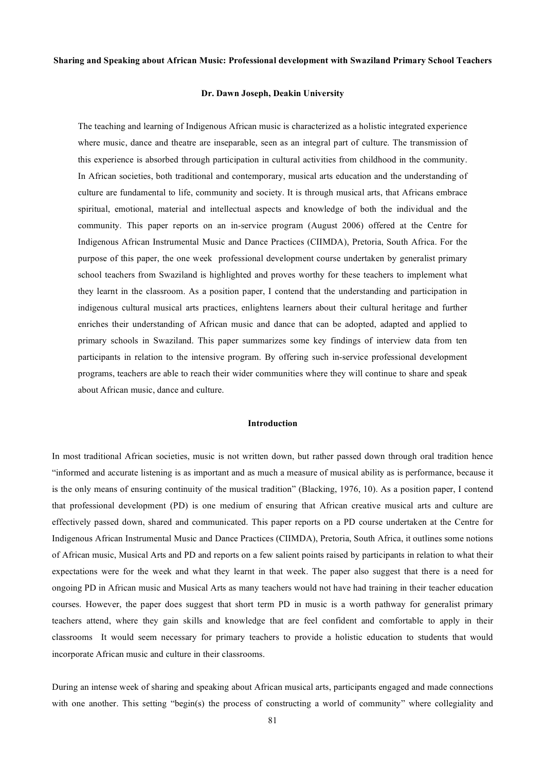**Sharing and Speaking about African Music: Professional development with Swaziland Primary School Teachers**

**Dr. Dawn Joseph, Deakin University**

The teaching and learning of Indigenous African music is characterized as a holistic integrated experience where music, dance and theatre are inseparable, seen as an integral part of culture. The transmission of this experience is absorbed through participation in cultural activities from childhood in the community. In African societies, both traditional and contemporary, musical arts education and the understanding of culture are fundamental to life, community and society. It is through musical arts, that Africans embrace spiritual, emotional, material and intellectual aspects and knowledge of both the individual and the community. This paper reports on an in-service program (August 2006) offered at the Centre for Indigenous African Instrumental Music and Dance Practices (CIIMDA), Pretoria, South Africa. For the purpose of this paper, the one week professional development course undertaken by generalist primary school teachers from Swaziland is highlighted and proves worthy for these teachers to implement what they learnt in the classroom. As a position paper, I contend that the understanding and participation in indigenous cultural musical arts practices, enlightens learners about their cultural heritage and further enriches their understanding of African music and dance that can be adopted, adapted and applied to primary schools in Swaziland. This paper summarizes some key findings of interview data from ten participants in relation to the intensive program. By offering such in-service professional development programs, teachers are able to reach their wider communities where they will continue to share and speak about African music, dance and culture.

## Introduction

In most traditional African societies, music is not written down, but rather passed down through oral tradition hence "informed and accurate listening is as important and as much a measure of musical ability as is performance, because it is the only means of ensuring continuity of the musical tradition" (Blacking, 1976, 10). As a position paper, I contend that professional development (PD) is one medium of ensuring that African creative musical arts and culture are effectively passed down, shared and communicated. This paper reports on a PD course undertaken at the Centre for Indigenous African Instrumental Music and Dance Practices (CIIMDA), Pretoria, South Africa, it outlines some notions of African music, Musical Arts and PD and reports on a few salient points raised by participants in relation to what their expectations were for the week and what they learnt in that week. The paper also suggest that there is a need for ongoing PD in African music and Musical Arts as many teachers would not have had training in their teacher education courses. However, the paper does suggest that short term PD in music is a worth pathway for generalist primary teachers attend, where they gain skills and knowledge that are feel confident and comfortable to apply in their classrooms It would seem necessary for primary teachers to provide a holistic education to students that would incorporate African music and culture in their classrooms.

During an intense week of sharing and speaking about African musical arts, participants engaged and made connections with one another. This setting "begin(s) the process of constructing a world of community" where collegiality and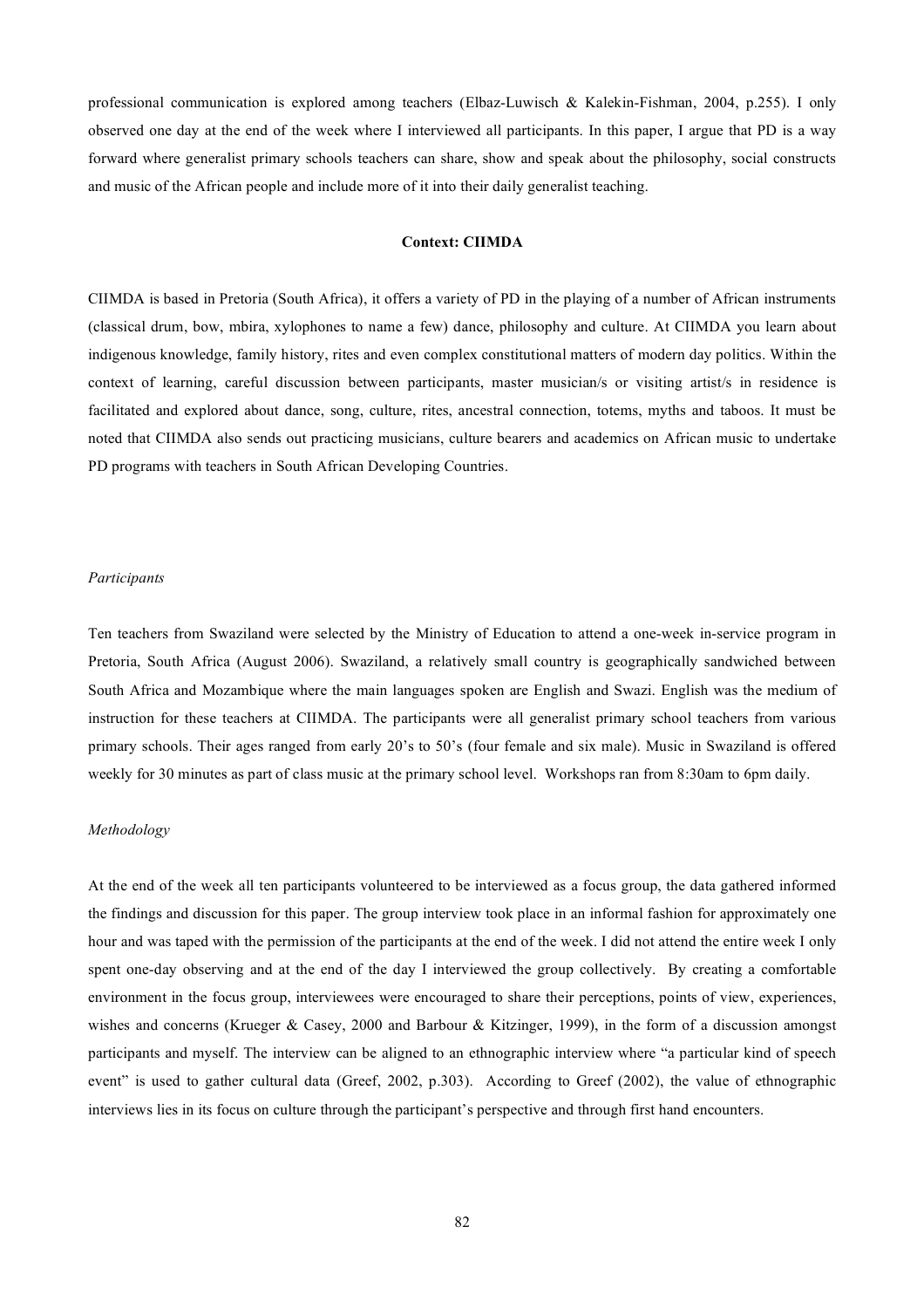professional communication is explored among teachers (Elbaz-Luwisch & Kalekin-Fishman, 2004, p.255). I only observed one day at the end of the week where I interviewed all participants. In this paper, I argue that PD is a way forward where generalist primary schools teachers can share, show and speak about the philosophy, social constructs and music of the African people and include more of it into their daily generalist teaching.

## Context: CIIMDA

CIIMDA is based in Pretoria (South Africa), it offers a variety of PD in the playing of a number of African instruments (classical drum, bow, mbira, xylophones to name a few) dance, philosophy and culture. At CIIMDA you learn about indigenous knowledge, family history, rites and even complex constitutional matters of modern day politics. Within the context of learning, careful discussion between participants, master musician/s or visiting artist/s in residence is facilitated and explored about dance, song, culture, rites, ancestral connection, totems, myths and taboos. It must be noted that CIIMDA also sends out practicing musicians, culture bearers and academics on African music to undertake PD programs with teachers in South African Developing Countries.

### *Participants*

Ten teachers from Swaziland were selected by the Ministry of Education to attend a one-week in-service program in Pretoria, South Africa (August 2006). Swaziland, a relatively small country is geographically sandwiched between South Africa and Mozambique where the main languages spoken are English and Swazi. English was the medium of instruction for these teachers at CIIMDA. The participants were all generalist primary school teachers from various primary schools. Their ages ranged from early 20's to 50's (four female and six male). Music in Swaziland is offered weekly for 30 minutes as part of class music at the primary school level. Workshops ran from 8:30am to 6pm daily.

### *Methodology*

At the end of the week all ten participants volunteered to be interviewed as a focus group, the data gathered informed the findings and discussion for this paper. The group interview took place in an informal fashion for approximately one hour and was taped with the permission of the participants at the end of the week. I did not attend the entire week I only spent one-day observing and at the end of the day I interviewed the group collectively. By creating a comfortable environment in the focus group, interviewees were encouraged to share their perceptions, points of view, experiences, wishes and concerns (Krueger & Casey, 2000 and Barbour & Kitzinger, 1999), in the form of a discussion amongst participants and myself. The interview can be aligned to an ethnographic interview where "a particular kind of speech event" is used to gather cultural data (Greef, 2002, p.303). According to Greef (2002), the value of ethnographic interviews lies in its focus on culture through the participant's perspective and through first hand encounters.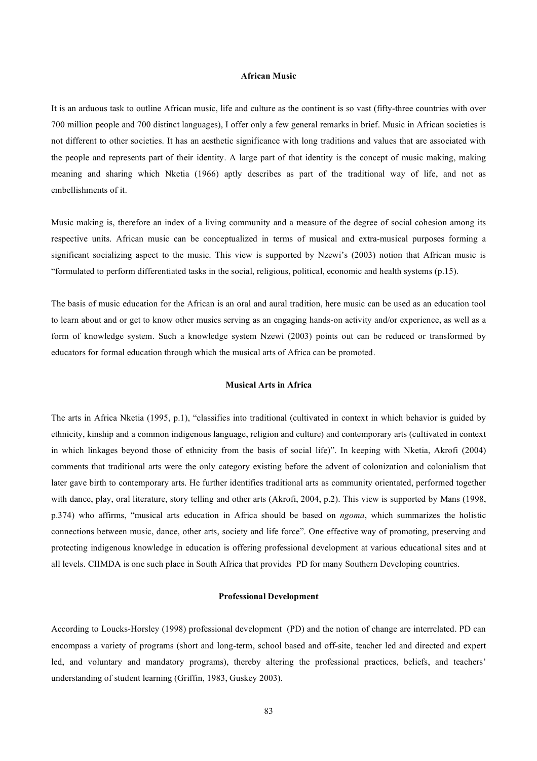## African Music

It is an arduous task to outline African music, life and culture as the continent is so vast (fifty-three countries with over 700 million people and 700 distinct languages), I offer only a few general remarks in brief. Music in African societies is not different to other societies. It has an aesthetic significance with long traditions and values that are associated with the people and represents part of their identity. A large part of that identity is the concept of music making, making meaning and sharing which Nketia (1966) aptly describes as part of the traditional way of life, and not as embellishments of it.

Music making is, therefore an index of a living community and a measure of the degree of social cohesion among its respective units. African music can be conceptualized in terms of musical and extra-musical purposes forming a significant socializing aspect to the music. This view is supported by Nzewi's (2003) notion that African music is "formulated to perform differentiated tasks in the social, religious, political, economic and health systems (p.15).

The basis of music education for the African is an oral and aural tradition, here music can be used as an education tool to learn about and or get to know other musics serving as an engaging hands-on activity and/or experience, as well as a form of knowledge system. Such a knowledge system Nzewi (2003) points out can be reduced or transformed by educators for formal education through which the musical arts of Africa can be promoted.

## Musical Arts in Africa

The arts in Africa Nketia (1995, p.1), "classifies into traditional (cultivated in context in which behavior is guided by ethnicity, kinship and a common indigenous language, religion and culture) and contemporary arts (cultivated in context in which linkages beyond those of ethnicity from the basis of social life)". In keeping with Nketia, Akrofi (2004) comments that traditional arts were the only category existing before the advent of colonization and colonialism that later gave birth to contemporary arts. He further identifies traditional arts as community orientated, performed together with dance, play, oral literature, story telling and other arts (Akrofi, 2004, p.2). This view is supported by Mans (1998, p.374) who affirms, "musical arts education in Africa should be based on *ngoma*, which summarizes the holistic connections between music, dance, other arts, society and life force". One effective way of promoting, preserving and protecting indigenous knowledge in education is offering professional development at various educational sites and at all levels. CIIMDA is one such place in South Africa that provides PD for many Southern Developing countries.

## Professional Development

According to Loucks-Horsley (1998) professional development (PD) and the notion of change are interrelated. PD can encompass a variety of programs (short and long-term, school based and off-site, teacher led and directed and expert led, and voluntary and mandatory programs), thereby altering the professional practices, beliefs, and teachers' understanding of student learning (Griffin, 1983, Guskey 2003).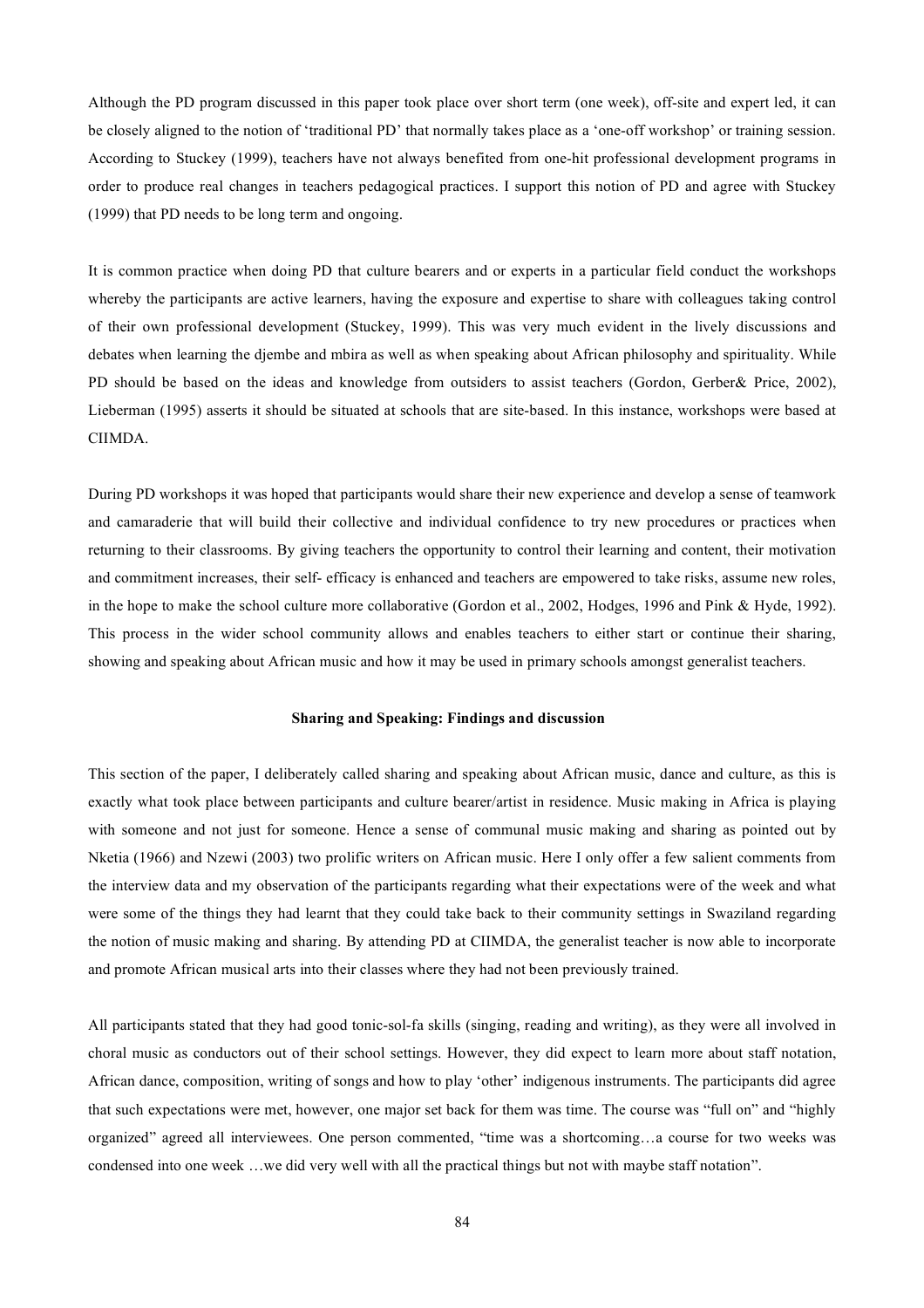Although the PD program discussed in this paper took place over short term (one week), off-site and expert led, it can be closely aligned to the notion of 'traditional PD' that normally takes place as a 'one-off workshop' or training session. According to Stuckey (1999), teachers have not always benefited from one-hit professional development programs in order to produce real changes in teachers pedagogical practices. I support this notion of PD and agree with Stuckey (1999) that PD needs to be long term and ongoing.

It is common practice when doing PD that culture bearers and or experts in a particular field conduct the workshops whereby the participants are active learners, having the exposure and expertise to share with colleagues taking control of their own professional development (Stuckey, 1999). This was very much evident in the lively discussions and debates when learning the djembe and mbira as well as when speaking about African philosophy and spirituality. While PD should be based on the ideas and knowledge from outsiders to assist teachers (Gordon, Gerber& Price, 2002), Lieberman (1995) asserts it should be situated at schools that are site-based. In this instance, workshops were based at CIIMDA.

During PD workshops it was hoped that participants would share their new experience and develop a sense of teamwork and camaraderie that will build their collective and individual confidence to try new procedures or practices when returning to their classrooms. By giving teachers the opportunity to control their learning and content, their motivation and commitment increases, their self- efficacy is enhanced and teachers are empowered to take risks, assume new roles, in the hope to make the school culture more collaborative (Gordon et al., 2002, Hodges, 1996 and Pink & Hyde, 1992). This process in the wider school community allows and enables teachers to either start or continue their sharing, showing and speaking about African music and how it may be used in primary schools amongst generalist teachers.

**Sharing and Speaking: Findings and discussion**

This section of the paper, I deliberately called sharing and speaking about African music, dance and culture, as this is exactly what took place between participants and culture bearer/artist in residence. Music making in Africa is playing with someone and not just for someone. Hence a sense of communal music making and sharing as pointed out by Nketia (1966) and Nzewi (2003) two prolific writers on African music. Here I only offer a few salient comments from the interview data and my observation of the participants regarding what their expectations were of the week and what were some of the things they had learnt that they could take back to their community settings in Swaziland regarding the notion of music making and sharing. By attending PD at CIIMDA, the generalist teacher is now able to incorporate and promote African musical arts into their classes where they had not been previously trained.

All participants stated that they had good tonic-sol-fa skills (singing, reading and writing), as they were all involved in choral music as conductors out of their school settings. However, they did expect to learn more about staff notation, African dance, composition, writing of songs and how to play 'other' indigenous instruments. The participants did agree that such expectations were met, however, one major set back for them was time. The course was "full on" and "highly organized" agreed all interviewees. One person commented, "time was a shortcoming…a course for two weeks was condensed into one week …we did very well with all the practical things but not with maybe staff notation".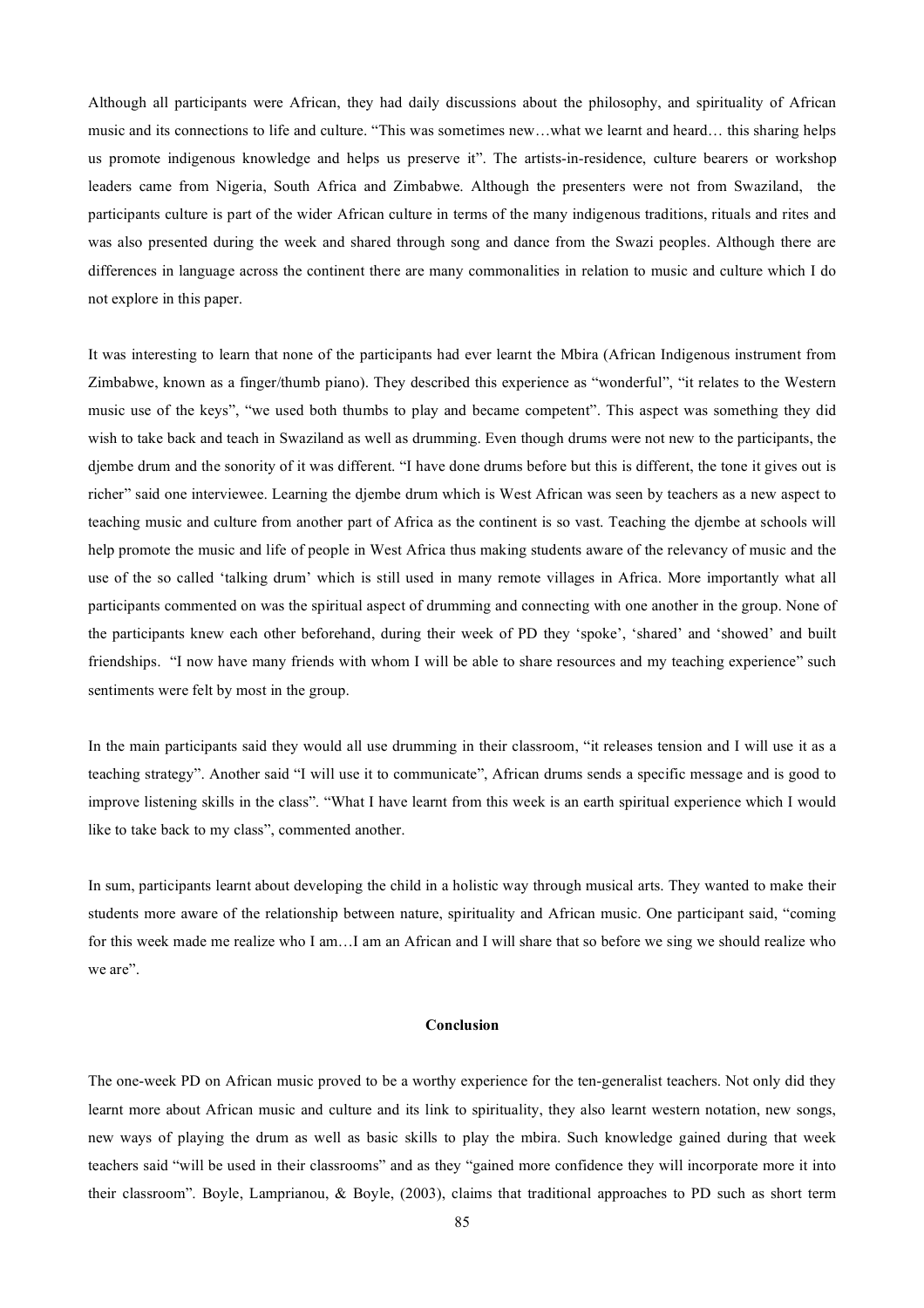Although all participants were African, they had daily discussions about the philosophy, and spirituality of African music and its connections to life and culture. "This was sometimes new…what we learnt and heard… this sharing helps us promote indigenous knowledge and helps us preserve it". The artists-in-residence, culture bearers or workshop leaders came from Nigeria, South Africa and Zimbabwe. Although the presenters were not from Swaziland, the participants culture is part of the wider African culture in terms of the many indigenous traditions, rituals and rites and was also presented during the week and shared through song and dance from the Swazi peoples. Although there are differences in language across the continent there are many commonalities in relation to music and culture which I do not explore in this paper.

It was interesting to learn that none of the participants had ever learnt the Mbira (African Indigenous instrument from Zimbabwe, known as a finger/thumb piano). They described this experience as "wonderful", "it relates to the Western music use of the keys", "we used both thumbs to play and became competent". This aspect was something they did wish to take back and teach in Swaziland as well as drumming. Even though drums were not new to the participants, the djembe drum and the sonority of it was different. "I have done drums before but this is different, the tone it gives out is richer" said one interviewee. Learning the djembe drum which is West African was seen by teachers as a new aspect to teaching music and culture from another part of Africa as the continent is so vast. Teaching the djembe at schools will help promote the music and life of people in West Africa thus making students aware of the relevancy of music and the use of the so called 'talking drum' which is still used in many remote villages in Africa. More importantly what all participants commented on was the spiritual aspect of drumming and connecting with one another in the group. None of the participants knew each other beforehand, during their week of PD they 'spoke', 'shared' and 'showed' and built friendships. "I now have many friends with whom I will be able to share resources and my teaching experience" such sentiments were felt by most in the group.

In the main participants said they would all use drumming in their classroom, "it releases tension and I will use it as a teaching strategy". Another said "I will use it to communicate", African drums sends a specific message and is good to improve listening skills in the class". "What I have learnt from this week is an earth spiritual experience which I would like to take back to my class", commented another.

In sum, participants learnt about developing the child in a holistic way through musical arts. They wanted to make their students more aware of the relationship between nature, spirituality and African music. One participant said, "coming for this week made me realize who I am…I am an African and I will share that so before we sing we should realize who we are".

## Conclusion

The one-week PD on African music proved to be a worthy experience for the ten-generalist teachers. Not only did they learnt more about African music and culture and its link to spirituality, they also learnt western notation, new songs, new ways of playing the drum as well as basic skills to play the mbira. Such knowledge gained during that week teachers said "will be used in their classrooms" and as they "gained more confidence they will incorporate more it into their classroom". Boyle, Lamprianou, & Boyle, (2003), claims that traditional approaches to PD such as short term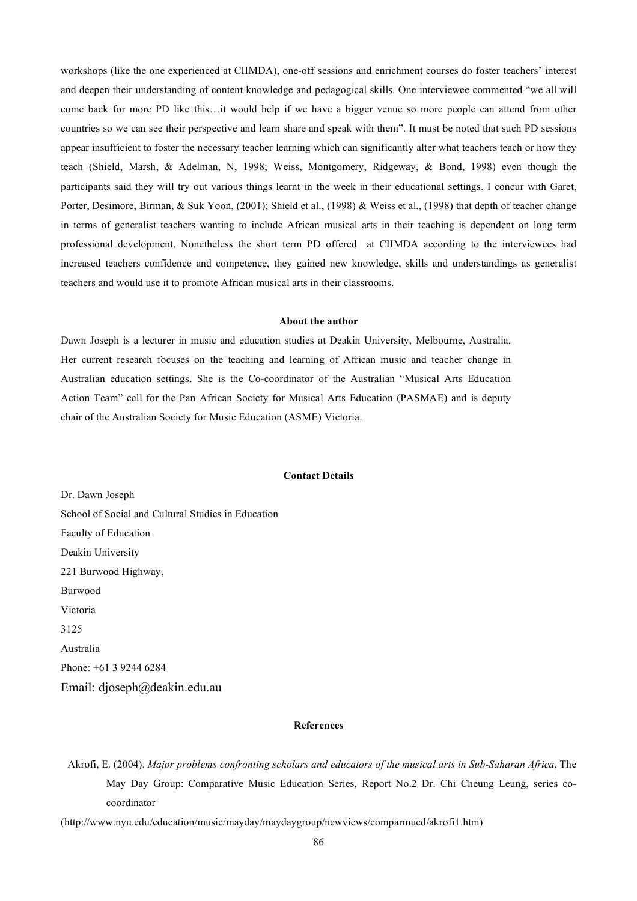workshops (like the one experienced at CIIMDA), one-off sessions and enrichment courses do foster teachers' interest and deepen their understanding of content knowledge and pedagogical skills. One interviewee commented "we all will come back for more PD like this…it would help if we have a bigger venue so more people can attend from other countries so we can see their perspective and learn share and speak with them". It must be noted that such PD sessions appear insufficient to foster the necessary teacher learning which can significantly alter what teachers teach or how they teach (Shield, Marsh, & Adelman, N, 1998; Weiss, Montgomery, Ridgeway, & Bond, 1998) even though the participants said they will try out various things learnt in the week in their educational settings. I concur with Garet, Porter, Desimore, Birman, & Suk Yoon, (2001); Shield et al., (1998) & Weiss et al., (1998) that depth of teacher change in terms of generalist teachers wanting to include African musical arts in their teaching is dependent on long term professional development. Nonetheless the short term PD offered at CIIMDA according to the interviewees had increased teachers confidence and competence, they gained new knowledge, skills and understandings as generalist teachers and would use it to promote African musical arts in their classrooms.

**About the author**

Dawn Joseph is a lecturer in music and education studies at Deakin University, Melbourne, Australia. Her current research focuses on the teaching and learning of African music and teacher change in Australian education settings. She is the Co-coordinator of the Australian "Musical Arts Education Action Team" cell for the Pan African Society for Musical Arts Education (PASMAE) and is deputy chair of the Australian Society for Music Education (ASME) Victoria.

**Contact Details**

Dr. Dawn Joseph
School of Social and Cultural Studies in Education
Faculty of Education
Deakin University
221 Burwood Highway,
Burwood
Victoria
3125
Australia
Phone: +61 3 9244 6284
Email: djoseph@deakin.edu.au

**References**

Akrofi, E. (2004). *Major problems confronting scholars and educators of the musical arts in Sub-Saharan Africa*, The May Day Group: Comparative Music Education Series, Report No.2 Dr. Chi Cheung Leung, series co-coordinator (http://www.nyu.edu/education/music/mayday/maydaygroup/newviews/comparmued/akrofi1.htm)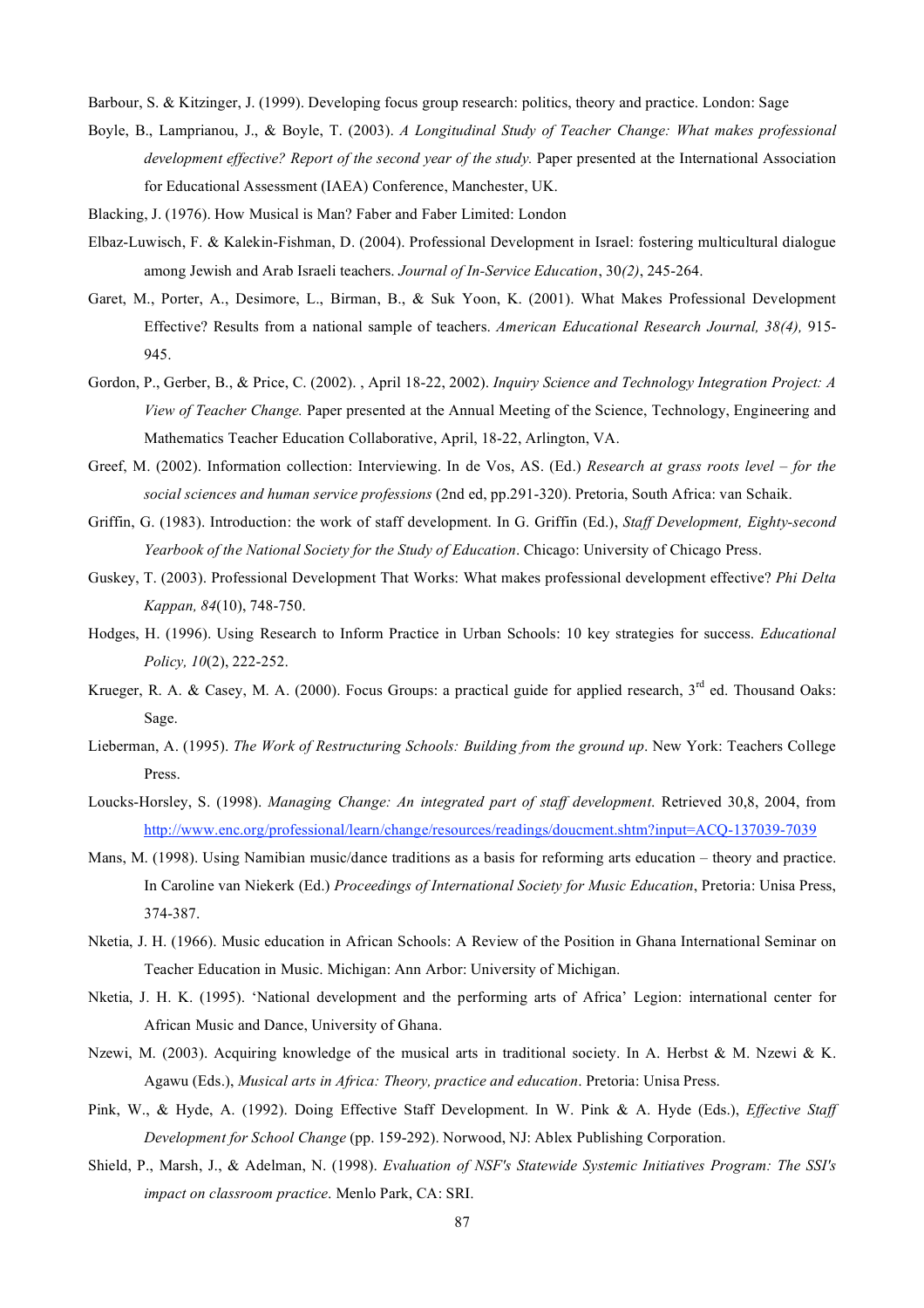Barbour, S. & Kitzinger, J. (1999). Developing focus group research: politics, theory and practice. London: Sage

Boyle, B., Lamprianou, J., & Boyle, T. (2003). *A Longitudinal Study of Teacher Change: What makes professional development effective? Report of the second year of the study.* Paper presented at the International Association for Educational Assessment (IAEA) Conference, Manchester, UK.

Blacking, J. (1976). How Musical is Man? Faber and Faber Limited: London

Elbaz-Luwisch, F. & Kalekin-Fishman, D. (2004). Professional Development in Israel: fostering multicultural dialogue among Jewish and Arab Israeli teachers. *Journal of In-Service Education*, 30*(2)*, 245-264.

Garet, M., Porter, A., Desimore, L., Birman, B., & Suk Yoon, K. (2001). What Makes Professional Development Effective? Results from a national sample of teachers. *American Educational Research Journal, 38(4),* 915-945.

Gordon, P., Gerber, B., & Price, C. (2002). , April 18-22, 2002). *Inquiry Science and Technology Integration Project: A View of Teacher Change.* Paper presented at the Annual Meeting of the Science, Technology, Engineering and Mathematics Teacher Education Collaborative, April, 18-22, Arlington, VA.

Greef, M. (2002). Information collection: Interviewing. In de Vos, AS. (Ed.) *Research at grass roots level – for the social sciences and human service professions* (2nd ed, pp.291-320). Pretoria, South Africa: van Schaik.

Griffin, G. (1983). Introduction: the work of staff development. In G. Griffin (Ed.), *Staff Development, Eighty-second Yearbook of the National Society for the Study of Education*. Chicago: University of Chicago Press.

Guskey, T. (2003). Professional Development That Works: What makes professional development effective? *Phi Delta Kappan, 84*(10), 748-750.

Hodges, H. (1996). Using Research to Inform Practice in Urban Schools: 10 key strategies for success. *Educational Policy, 10*(2), 222-252.

Krueger, R. A. & Casey, M. A. (2000). Focus Groups: a practical guide for applied research, 3rd ed. Thousand Oaks: Sage.

Lieberman, A. (1995). *The Work of Restructuring Schools: Building from the ground up*. New York: Teachers College Press.

Loucks-Horsley, S. (1998). *Managing Change: An integrated part of staff development*. Retrieved 30,8, 2004, from http://www.enc.org/professional/learn/change/resources/readings/doucment.shtm?input=ACQ-137039-7039

Mans, M. (1998). Using Namibian music/dance traditions as a basis for reforming arts education – theory and practice. In Caroline van Niekerk (Ed.) *Proceedings of International Society for Music Education*, Pretoria: Unisa Press, 374-387.

Nketia, J. H. (1966). Music education in African Schools: A Review of the Position in Ghana International Seminar on Teacher Education in Music. Michigan: Ann Arbor: University of Michigan.

Nketia, J. H. K. (1995). 'National development and the performing arts of Africa' Legion: international center for African Music and Dance, University of Ghana.

Nzewi, M. (2003). Acquiring knowledge of the musical arts in traditional society. In A. Herbst & M. Nzewi & K. Agawu (Eds.), *Musical arts in Africa: Theory, practice and education*. Pretoria: Unisa Press.

Pink, W., & Hyde, A. (1992). Doing Effective Staff Development. In W. Pink & A. Hyde (Eds.), *Effective Staff Development for School Change* (pp. 159-292). Norwood, NJ: Ablex Publishing Corporation.

Shield, P., Marsh, J., & Adelman, N. (1998). *Evaluation of NSF's Statewide Systemic Initiatives Program: The SSI's impact on classroom practice*. Menlo Park, CA: SRI.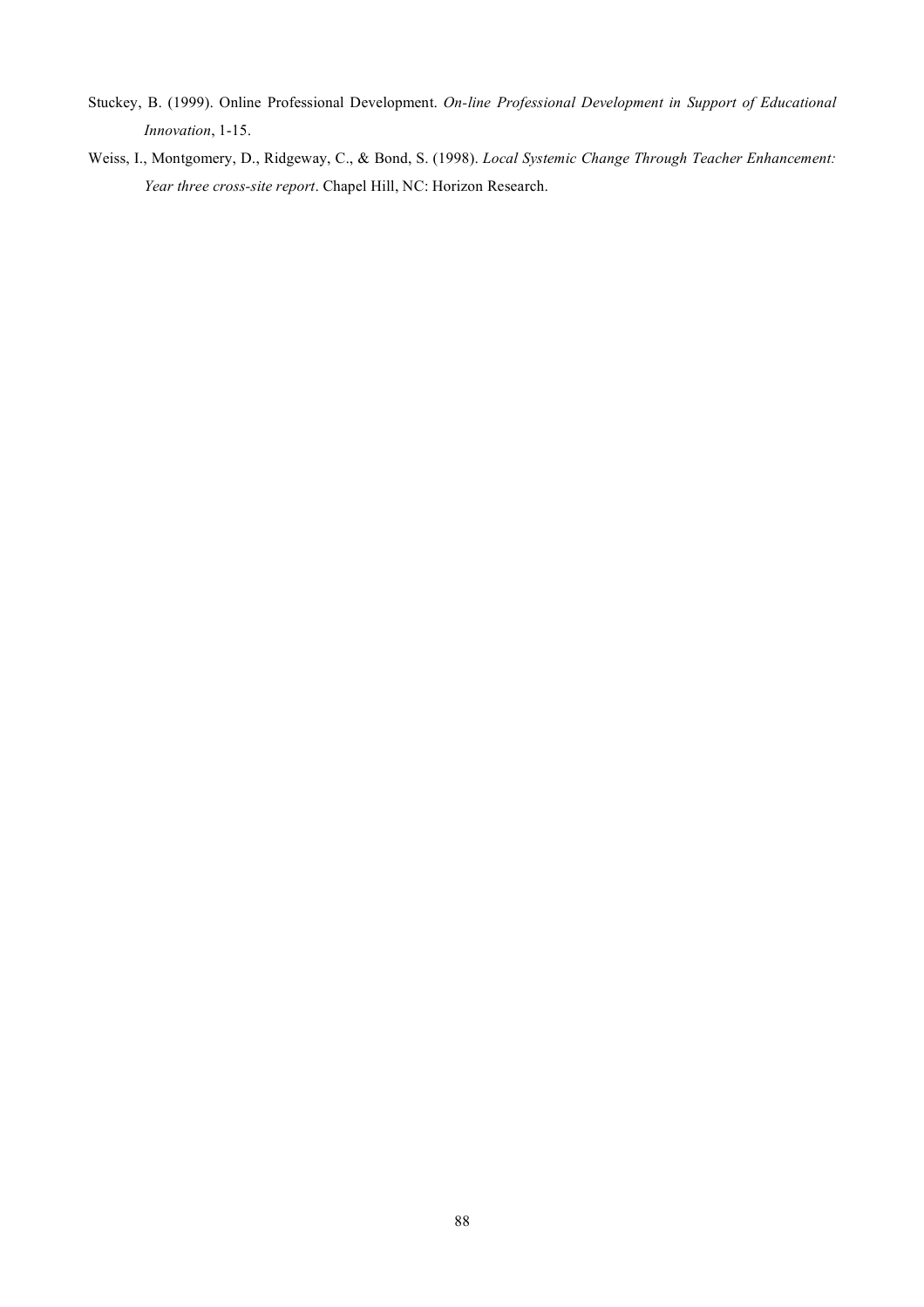Stuckey, B. (1999). Online Professional Development. *On-line Professional Development in Support of Educational Innovation*, 1-15.

Weiss, I., Montgomery, D., Ridgeway, C., & Bond, S. (1998). *Local Systemic Change Through Teacher Enhancement: Year three cross-site report*. Chapel Hill, NC: Horizon Research.